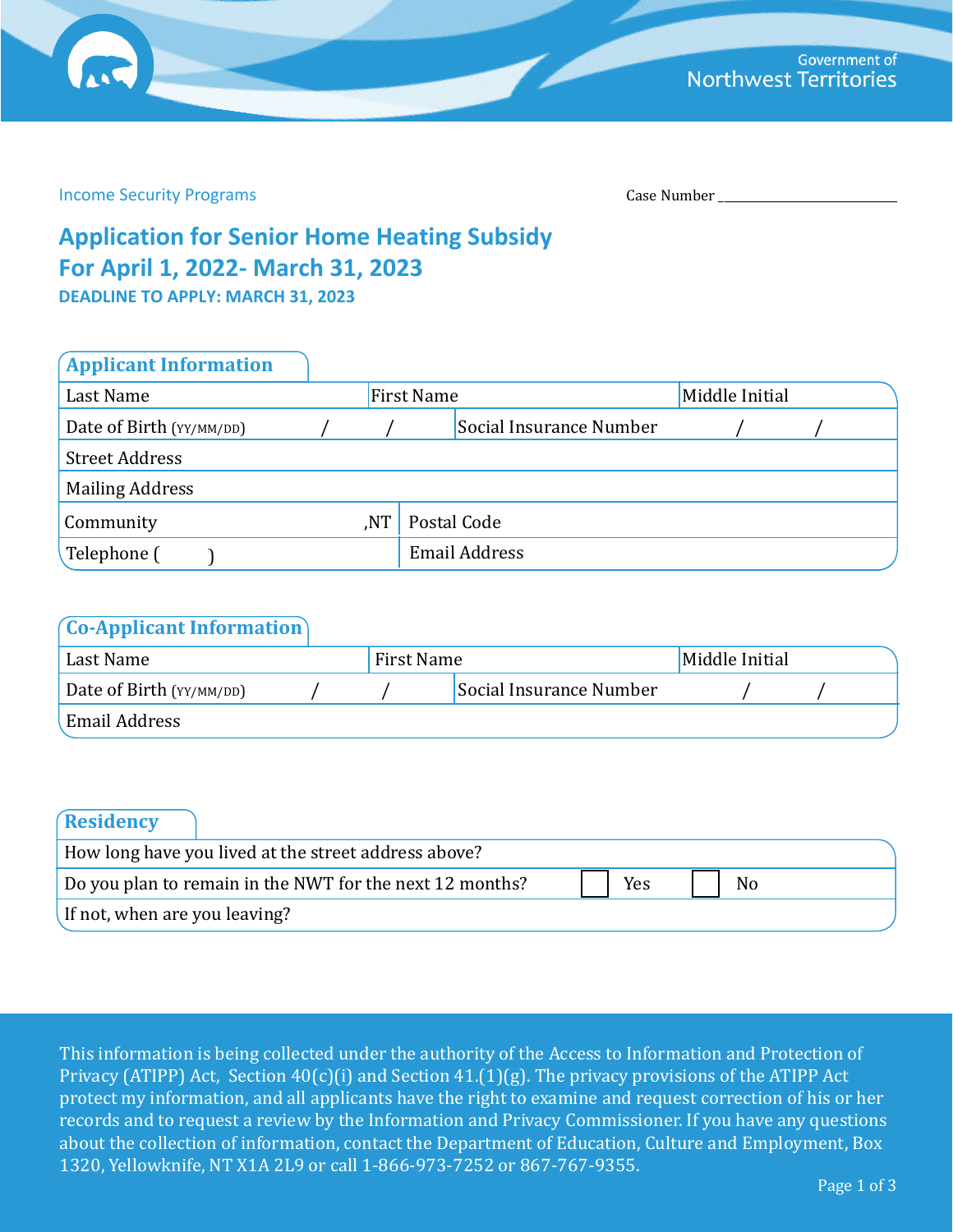Government of Northwest Territories

Income Security Programs

Case Number ________________________

# Application for Senior Home Heating Subsidy
# For April 1, 2022- March 31, 2023

**DEADLINE TO APPLY: MARCH 31, 2023**

## Applicant Information

| | | |
|---|---|---|
| Last Name | First Name | Middle Initial |
| Date of Birth (YY/MM/DD) / / | Social Insurance Number / / | |
| Street Address | | |
| Mailing Address | | |
| Community ,NT | Postal Code | |
| Telephone ( ) | Email Address | |

## Co-Applicant Information

| | | |
|---|---|---|
| Last Name | First Name | Middle Initial |
| Date of Birth (YY/MM/DD) / / | Social Insurance Number / / | |
| Email Address | | |

## Residency

| | | |
|---|---|---|
| How long have you lived at the street address above? | | |
| Do you plan to remain in the NWT for the next 12 months? | ☐ Yes | ☐ No |
| If not, when are you leaving? | | |

This information is being collected under the authority of the Access to Information and Protection of Privacy (ATIPP) Act, Section 40(c)(i) and Section 41.(1)(g). The privacy provisions of the ATIPP Act protect my information, and all applicants have the right to examine and request correction of his or her records and to request a review by the Information and Privacy Commissioner. If you have any questions about the collection of information, contact the Department of Education, Culture and Employment, Box 1320, Yellowknife, NT X1A 2L9 or call 1-866-973-7252 or 867-767-9355.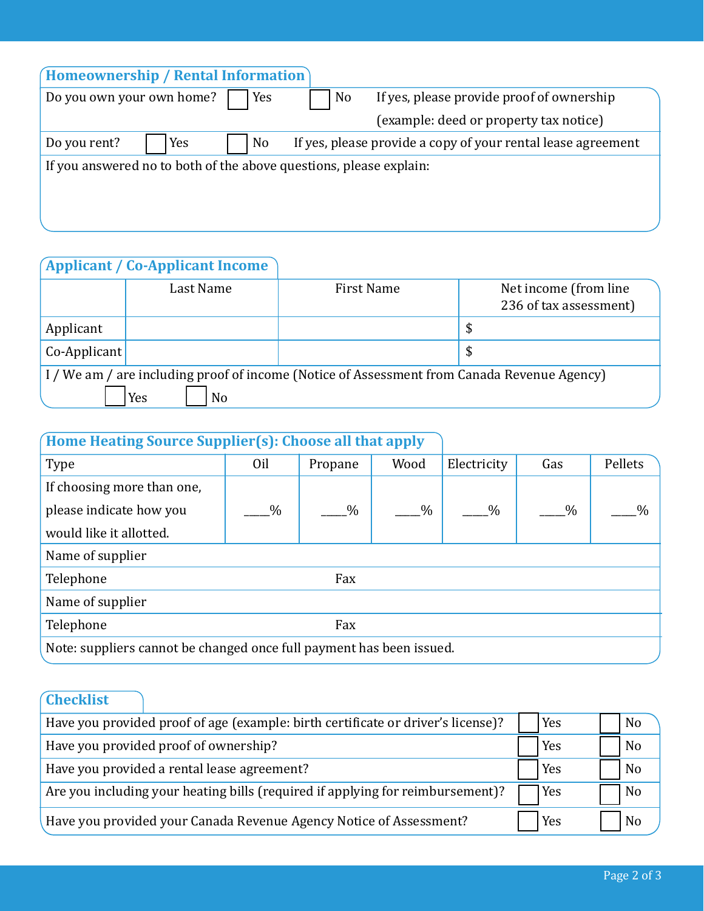## Homeownership / Rental Information

| | | | |
|---|---|---|---|
| Do you own your own home? | ☐ Yes | ☐ No | If yes, please provide proof of ownership (example: deed or property tax notice) |
| Do you rent? | ☐ Yes | ☐ No | If yes, please provide a copy of your rental lease agreement |

If you answered no to both of the above questions, please explain:

## Applicant / Co-Applicant Income

| | Last Name | First Name | Net income (from line 236 of tax assessment) |
|---|---|---|---|
| Applicant | | | $ |
| Co-Applicant | | | $ |

I / We am / are including proof of income (Notice of Assessment from Canada Revenue Agency)

☐ Yes ☐ No

## Home Heating Source Supplier(s): Choose all that apply

| Type | Oil | Propane | Wood | Electricity | Gas | Pellets |
|---|---|---|---|---|---|---|
| If choosing more than one, please indicate how you would like it allotted. | ____% | ____% | ____% | ____% | ____% | ____% |

Name of supplier

Telephone Fax

Name of supplier

Telephone Fax

Note: suppliers cannot be changed once full payment has been issued.

## Checklist

| | | |
|---|---|---|
| Have you provided proof of age (example: birth certificate or driver's license)? | ☐ Yes | ☐ No |
| Have you provided proof of ownership? | ☐ Yes | ☐ No |
| Have you provided a rental lease agreement? | ☐ Yes | ☐ No |
| Are you including your heating bills (required if applying for reimbursement)? | ☐ Yes | ☐ No |
| Have you provided your Canada Revenue Agency Notice of Assessment? | ☐ Yes | ☐ No |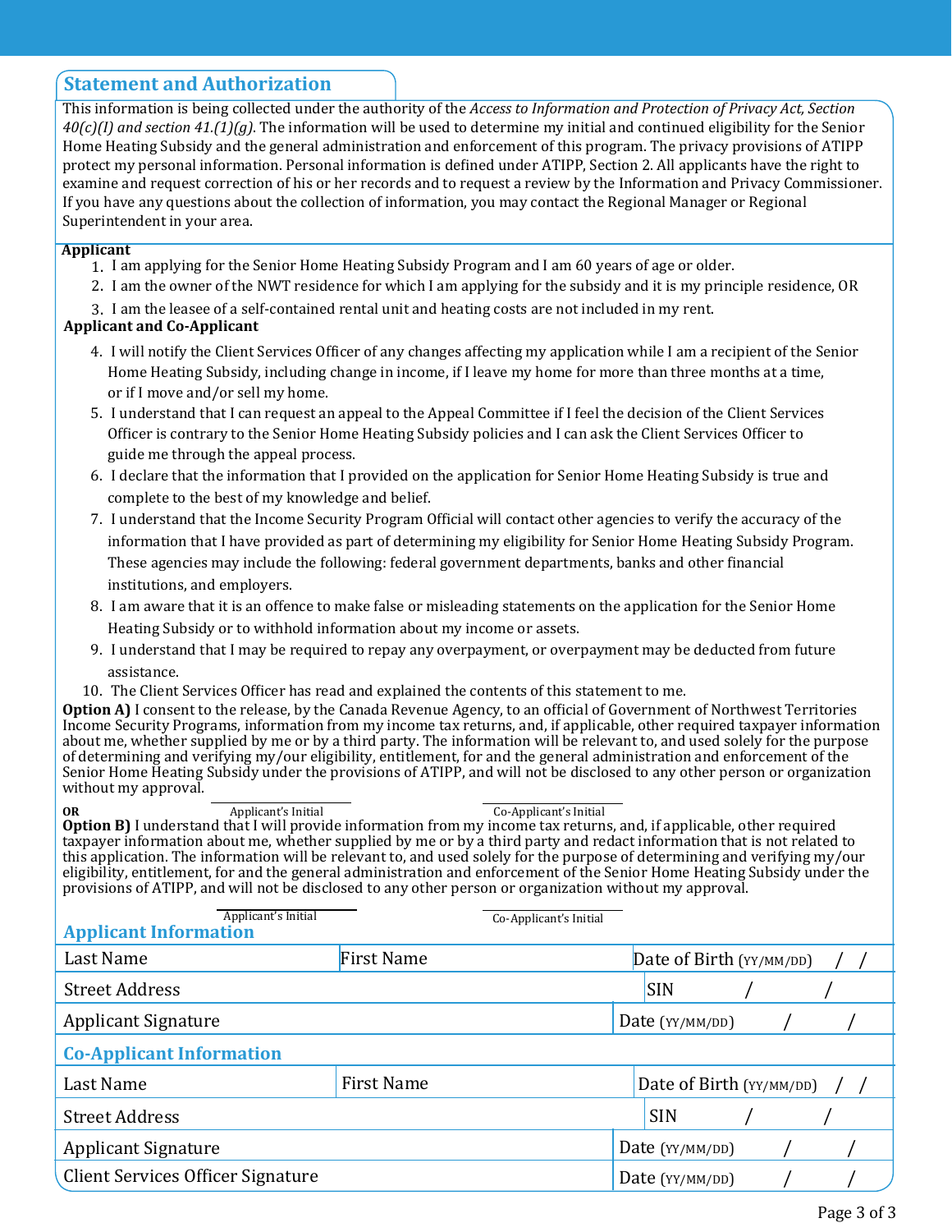## Statement and Authorization

This information is being collected under the authority of the *Access to Information and Protection of Privacy Act, Section 40(c)(l) and section 41.(1)(g)*. The information will be used to determine my initial and continued eligibility for the Senior Home Heating Subsidy and the general administration and enforcement of this program. The privacy provisions of ATIPP protect my personal information. Personal information is defined under ATIPP, Section 2. All applicants have the right to examine and request correction of his or her records and to request a review by the Information and Privacy Commissioner. If you have any questions about the collection of information, you may contact the Regional Manager or Regional Superintendent in your area.

**Applicant**

1. I am applying for the Senior Home Heating Subsidy Program and I am 60 years of age or older.
2. I am the owner of the NWT residence for which I am applying for the subsidy and it is my principle residence, OR
3. I am the leasee of a self-contained rental unit and heating costs are not included in my rent.

**Applicant and Co-Applicant**

4. I will notify the Client Services Officer of any changes affecting my application while I am a recipient of the Senior Home Heating Subsidy, including change in income, if I leave my home for more than three months at a time, or if I move and/or sell my home.
5. I understand that I can request an appeal to the Appeal Committee if I feel the decision of the Client Services Officer is contrary to the Senior Home Heating Subsidy policies and I can ask the Client Services Officer to guide me through the appeal process.
6. I declare that the information that I provided on the application for Senior Home Heating Subsidy is true and complete to the best of my knowledge and belief.
7. I understand that the Income Security Program Official will contact other agencies to verify the accuracy of the information that I have provided as part of determining my eligibility for Senior Home Heating Subsidy Program. These agencies may include the following: federal government departments, banks and other financial institutions, and employers.
8. I am aware that it is an offence to make false or misleading statements on the application for the Senior Home Heating Subsidy or to withhold information about my income or assets.
9. I understand that I may be required to repay any overpayment, or overpayment may be deducted from future assistance.
10. The Client Services Officer has read and explained the contents of this statement to me.

**Option A)** I consent to the release, by the Canada Revenue Agency, to an official of Government of Northwest Territories Income Security Programs, information from my income tax returns, and, if applicable, other required taxpayer information about me, whether supplied by me or by a third party. The information will be relevant to, and used solely for the purpose of determining and verifying my/our eligibility, entitlement, for and the general administration and enforcement of the Senior Home Heating Subsidy under the provisions of ATIPP, and will not be disclosed to any other person or organization without my approval.

______________ Applicant's Initial ______________ Co-Applicant's Initial

**OR**

**Option B)** I understand that I will provide information from my income tax returns, and, if applicable, other required taxpayer information about me, whether supplied by me or by a third party and redact information that is not related to this application. The information will be relevant to, and used solely for the purpose of determining and verifying my/our eligibility, entitlement, for and the general administration and enforcement of the Senior Home Heating Subsidy under the provisions of ATIPP, and will not be disclosed to any other person or organization without my approval.

______________ Applicant's Initial ______________ Co-Applicant's Initial

## Applicant Information

| | | |
|---|---|---|
| Last Name | First Name | Date of Birth (YY/MM/DD) / / |
| Street Address | | SIN / / |
| Applicant Signature | | Date (YY/MM/DD) / / |

## Co-Applicant Information

| | | |
|---|---|---|
| Last Name | First Name | Date of Birth (YY/MM/DD) / / |
| Street Address | | SIN / / |
| Applicant Signature | | Date (YY/MM/DD) / / |
| Client Services Officer Signature | | Date (YY/MM/DD) / / |